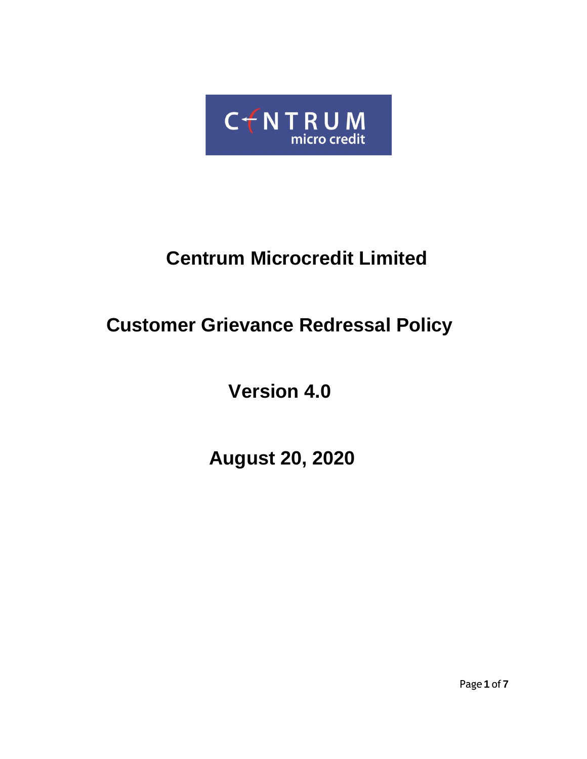# Centrum Microcredit Limited

# Customer Grievance Redressal Policy

## Version 4.0

## August 20, 2020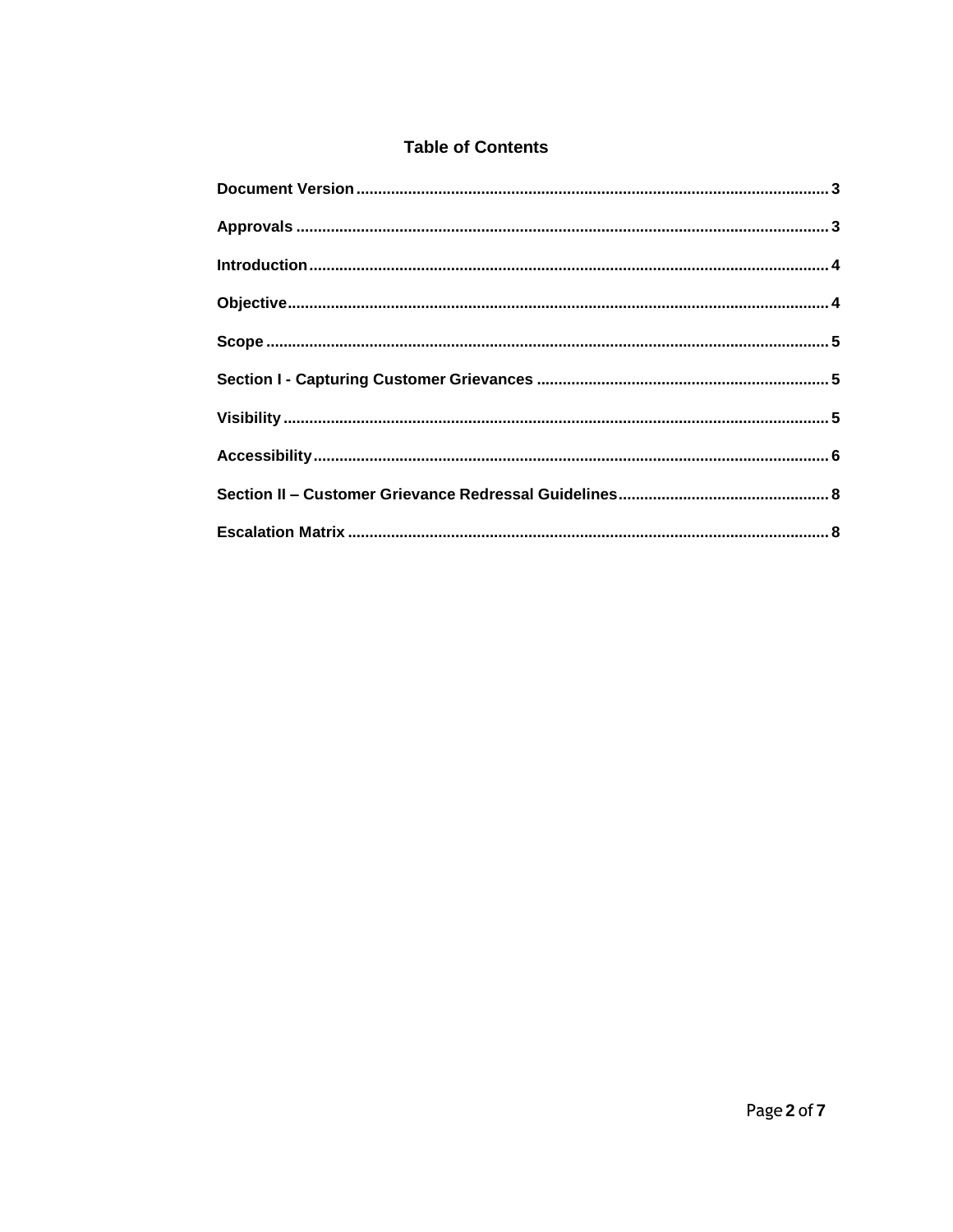## Table of Contents

**Document Version** .......... 3

**Approvals** .......... 3

**Introduction** .......... 4

**Objective** .......... 4

**Scope** .......... 5

**Section I - Capturing Customer Grievances** .......... 5

**Visibility** .......... 5

**Accessibility** .......... 6

**Section II – Customer Grievance Redressal Guidelines** .......... 8

**Escalation Matrix** .......... 8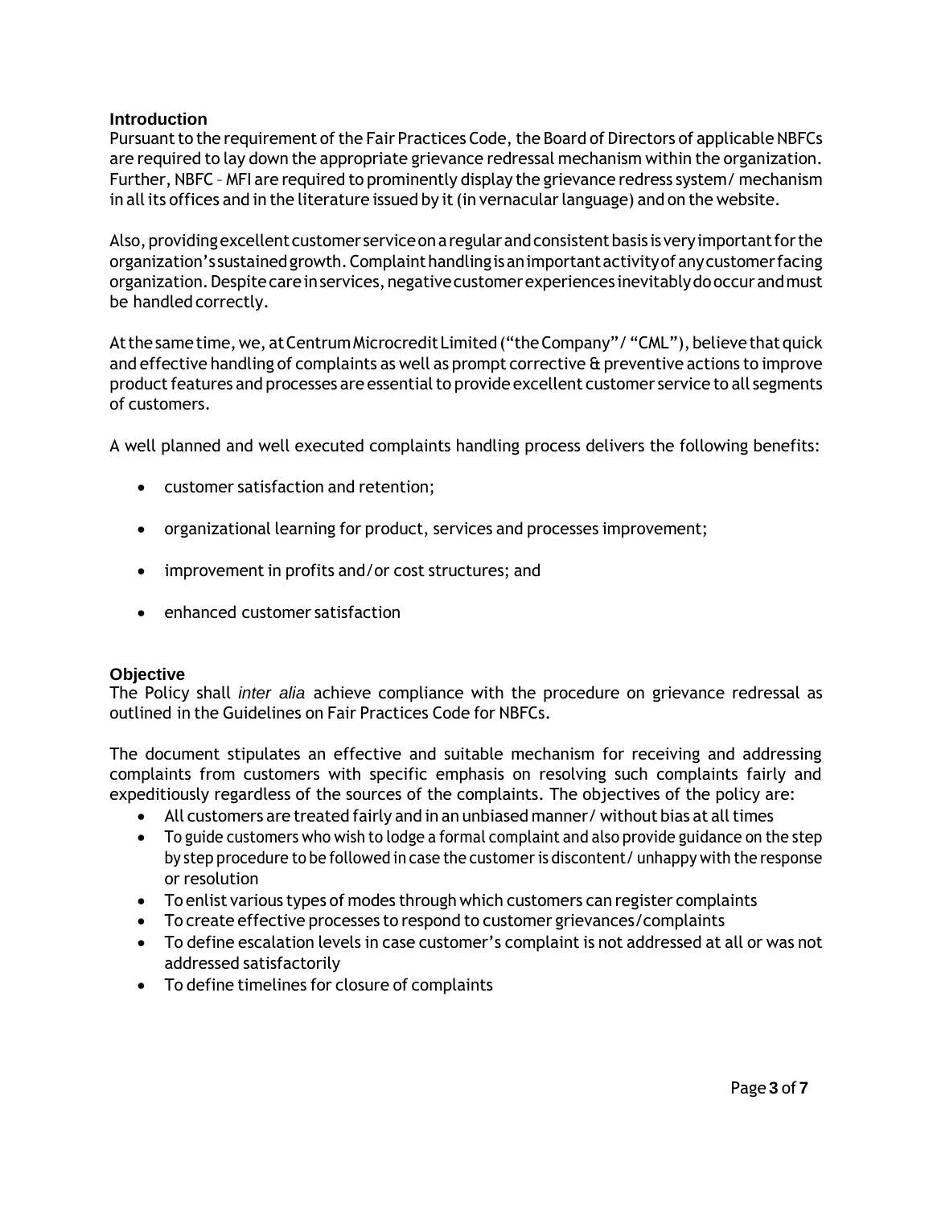## Introduction

Pursuant to the requirement of the Fair Practices Code, the Board of Directors of applicable NBFCs are required to lay down the appropriate grievance redressal mechanism within the organization. Further, NBFC – MFI are required to prominently display the grievance redress system/ mechanism in all its offices and in the literature issued by it (in vernacular language) and on the website.

Also, providing excellent customer service on a regular and consistent basis is very important for the organization's sustained growth. Complaint handling is an important activity of any customer facing organization. Despite care in services, negative customer experiences inevitably do occur and must be handled correctly.

At the same time, we, at Centrum Microcredit Limited ("the Company"/ "CML"), believe that quick and effective handling of complaints as well as prompt corrective & preventive actions to improve product features and processes are essential to provide excellent customer service to all segments of customers.

A well planned and well executed complaints handling process delivers the following benefits:

- customer satisfaction and retention;
- organizational learning for product, services and processes improvement;
- improvement in profits and/or cost structures; and
- enhanced customer satisfaction

## Objective

The Policy shall *inter alia* achieve compliance with the procedure on grievance redressal as outlined in the Guidelines on Fair Practices Code for NBFCs.

The document stipulates an effective and suitable mechanism for receiving and addressing complaints from customers with specific emphasis on resolving such complaints fairly and expeditiously regardless of the sources of the complaints. The objectives of the policy are:

- All customers are treated fairly and in an unbiased manner/ without bias at all times
- To guide customers who wish to lodge a formal complaint and also provide guidance on the step by step procedure to be followed in case the customer is discontent/ unhappy with the response or resolution
- To enlist various types of modes through which customers can register complaints
- To create effective processes to respond to customer grievances/complaints
- To define escalation levels in case customer's complaint is not addressed at all or was not addressed satisfactorily
- To define timelines for closure of complaints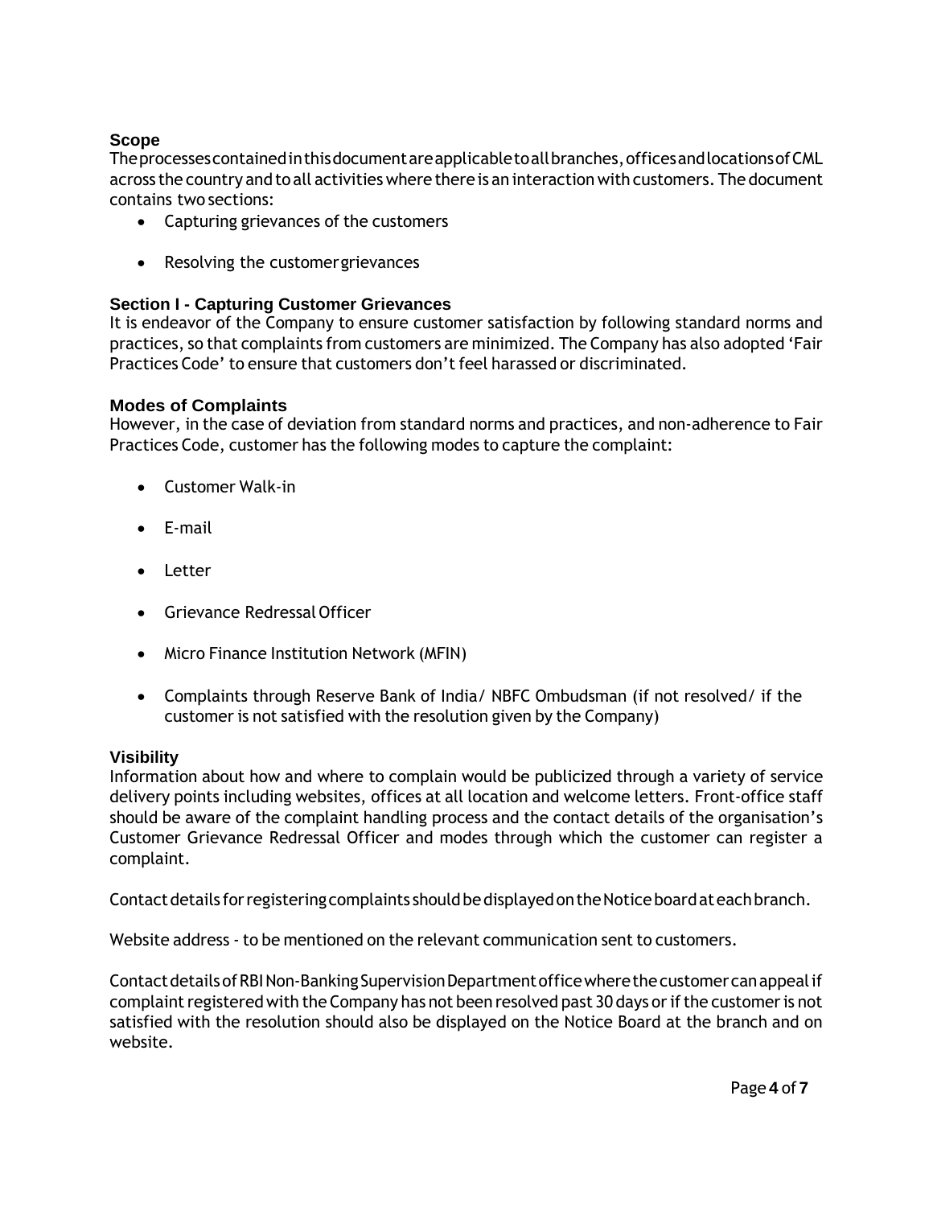## Scope

The processes contained in this document are applicable to all branches, offices and locations of CML across the country and to all activities where there is an interaction with customers. The document contains two sections:

- Capturing grievances of the customers
- Resolving the customer grievances

## Section I - Capturing Customer Grievances

It is endeavor of the Company to ensure customer satisfaction by following standard norms and practices, so that complaints from customers are minimized. The Company has also adopted 'Fair Practices Code' to ensure that customers don't feel harassed or discriminated.

## Modes of Complaints

However, in the case of deviation from standard norms and practices, and non-adherence to Fair Practices Code, customer has the following modes to capture the complaint:

- Customer Walk-in
- E-mail
- Letter
- Grievance Redressal Officer
- Micro Finance Institution Network (MFIN)
- Complaints through Reserve Bank of India/ NBFC Ombudsman (if not resolved/ if the customer is not satisfied with the resolution given by the Company)

## Visibility

Information about how and where to complain would be publicized through a variety of service delivery points including websites, offices at all location and welcome letters. Front-office staff should be aware of the complaint handling process and the contact details of the organisation's Customer Grievance Redressal Officer and modes through which the customer can register a complaint.

Contact details for registering complaints should be displayed on the Notice board at each branch.

Website address - to be mentioned on the relevant communication sent to customers.

Contact details of RBI Non-Banking Supervision Department office where the customer can appeal if complaint registered with the Company has not been resolved past 30 days or if the customer is not satisfied with the resolution should also be displayed on the Notice Board at the branch and on website.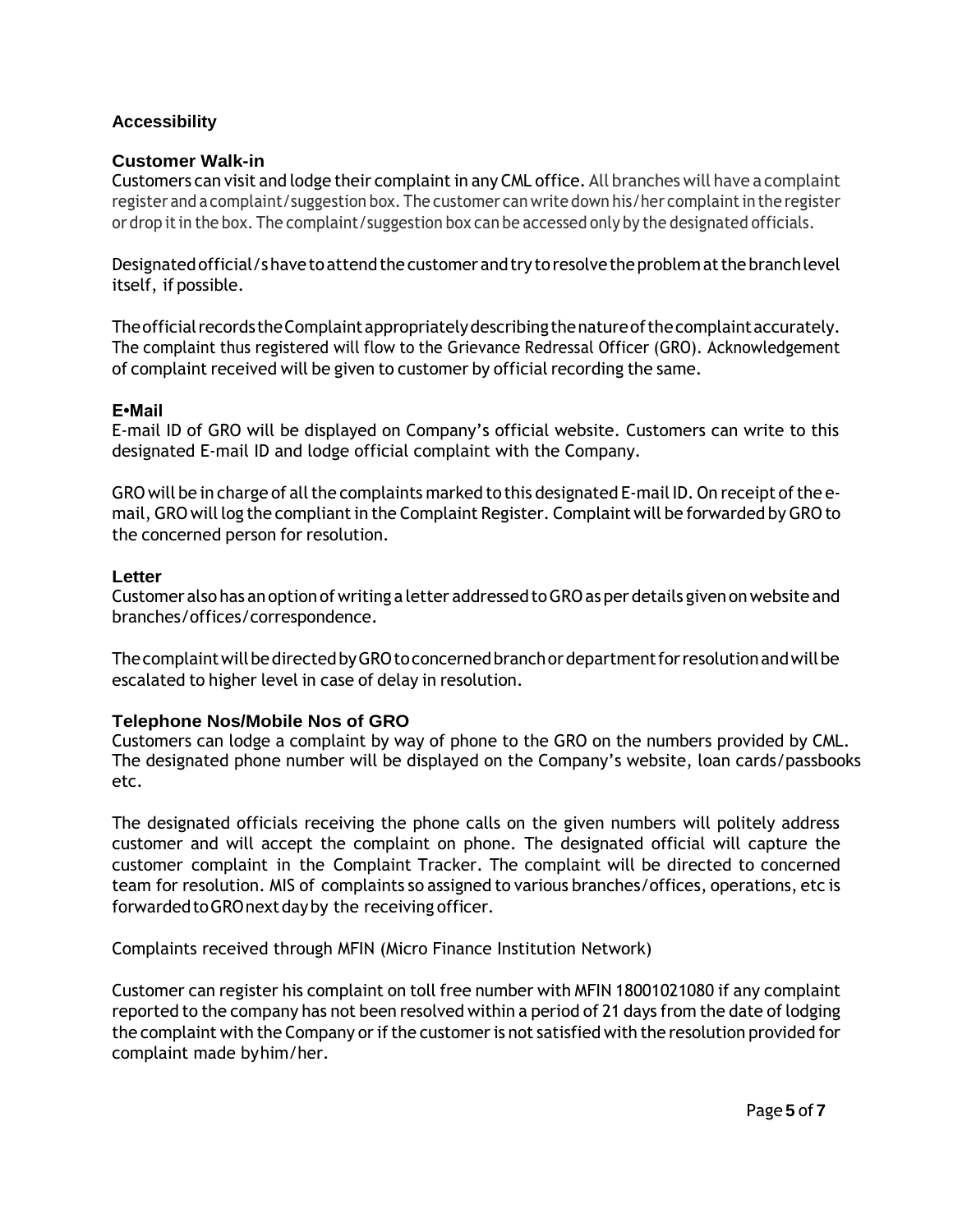### Accessibility

#### Customer Walk-in

Customers can visit and lodge their complaint in any CML office. All branches will have a complaint register and a complaint/suggestion box. The customer can write down his/her complaint in the register or drop it in the box. The complaint/suggestion box can be accessed only by the designated officials.

Designated official/s have to attend the customer and try to resolve the problem at the branch level itself, if possible.

The official records the Complaint appropriately describing the nature of the complaint accurately. The complaint thus registered will flow to the Grievance Redressal Officer (GRO). Acknowledgement of complaint received will be given to customer by official recording the same.

#### E•Mail

E-mail ID of GRO will be displayed on Company's official website. Customers can write to this designated E-mail ID and lodge official complaint with the Company.

GRO will be in charge of all the complaints marked to this designated E-mail ID. On receipt of the e-mail, GRO will log the compliant in the Complaint Register. Complaint will be forwarded by GRO to the concerned person for resolution.

#### Letter

Customer also has an option of writing a letter addressed to GRO as per details given on website and branches/offices/correspondence.

The complaint will be directed by GRO to concerned branch or department for resolution and will be escalated to higher level in case of delay in resolution.

#### Telephone Nos/Mobile Nos of GRO

Customers can lodge a complaint by way of phone to the GRO on the numbers provided by CML. The designated phone number will be displayed on the Company's website, loan cards/passbooks etc.

The designated officials receiving the phone calls on the given numbers will politely address customer and will accept the complaint on phone. The designated official will capture the customer complaint in the Complaint Tracker. The complaint will be directed to concerned team for resolution. MIS of complaints so assigned to various branches/offices, operations, etc is forwarded to GRO next day by the receiving officer.

Complaints received through MFIN (Micro Finance Institution Network)

Customer can register his complaint on toll free number with MFIN 18001021080 if any complaint reported to the company has not been resolved within a period of 21 days from the date of lodging the complaint with the Company or if the customer is not satisfied with the resolution provided for complaint made by him/her.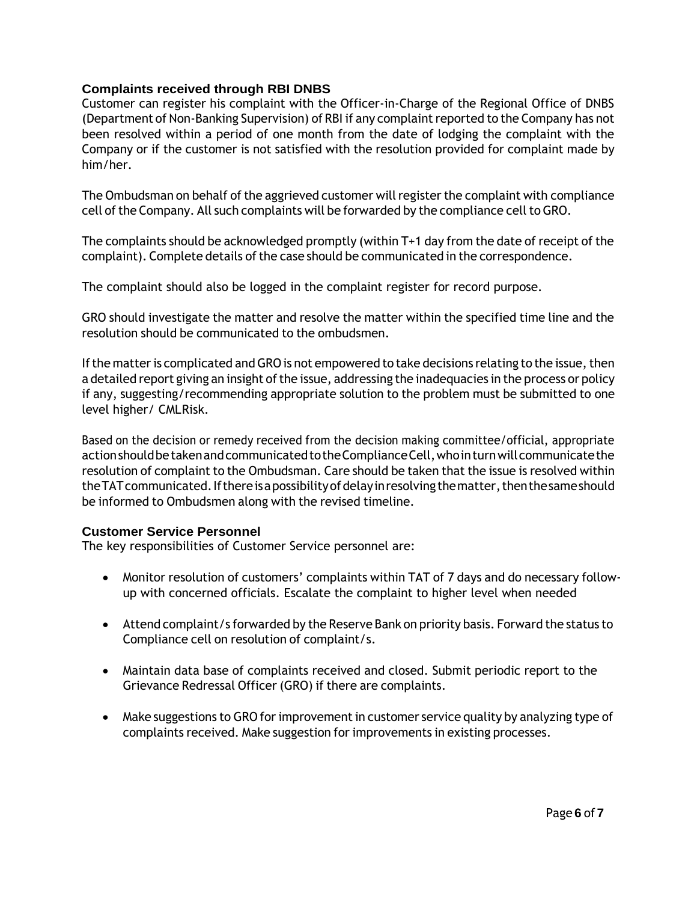## Complaints received through RBI DNBS

Customer can register his complaint with the Officer-in-Charge of the Regional Office of DNBS (Department of Non-Banking Supervision) of RBI if any complaint reported to the Company has not been resolved within a period of one month from the date of lodging the complaint with the Company or if the customer is not satisfied with the resolution provided for complaint made by him/her.

The Ombudsman on behalf of the aggrieved customer will register the complaint with compliance cell of the Company. All such complaints will be forwarded by the compliance cell to GRO.

The complaints should be acknowledged promptly (within T+1 day from the date of receipt of the complaint). Complete details of the case should be communicated in the correspondence.

The complaint should also be logged in the complaint register for record purpose.

GRO should investigate the matter and resolve the matter within the specified time line and the resolution should be communicated to the ombudsmen.

If the matter is complicated and GRO is not empowered to take decisions relating to the issue, then a detailed report giving an insight of the issue, addressing the inadequacies in the process or policy if any, suggesting/recommending appropriate solution to the problem must be submitted to one level higher/ CMLRisk.

Based on the decision or remedy received from the decision making committee/official, appropriate action should be taken and communicated to the Compliance Cell, who in turn will communicate the resolution of complaint to the Ombudsman. Care should be taken that the issue is resolved within the TAT communicated. If there is a possibility of delay in resolving the matter, then the same should be informed to Ombudsmen along with the revised timeline.

## Customer Service Personnel

The key responsibilities of Customer Service personnel are:

- Monitor resolution of customers' complaints within TAT of 7 days and do necessary follow-up with concerned officials. Escalate the complaint to higher level when needed
- Attend complaint/s forwarded by the Reserve Bank on priority basis. Forward the status to Compliance cell on resolution of complaint/s.
- Maintain data base of complaints received and closed. Submit periodic report to the Grievance Redressal Officer (GRO) if there are complaints.
- Make suggestions to GRO for improvement in customer service quality by analyzing type of complaints received. Make suggestion for improvements in existing processes.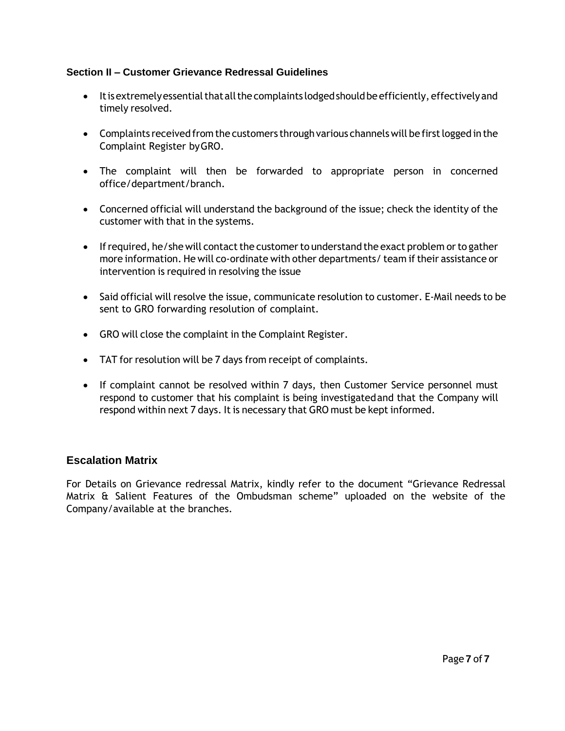### Section II – Customer Grievance Redressal Guidelines

- It is extremely essential that all the complaints lodged should be efficiently, effectively and timely resolved.
- Complaints received from the customers through various channels will be first logged in the Complaint Register by GRO.
- The complaint will then be forwarded to appropriate person in concerned office/department/branch.
- Concerned official will understand the background of the issue; check the identity of the customer with that in the systems.
- If required, he/she will contact the customer to understand the exact problem or to gather more information. He will co-ordinate with other departments/ team if their assistance or intervention is required in resolving the issue
- Said official will resolve the issue, communicate resolution to customer. E-Mail needs to be sent to GRO forwarding resolution of complaint.
- GRO will close the complaint in the Complaint Register.
- TAT for resolution will be 7 days from receipt of complaints.
- If complaint cannot be resolved within 7 days, then Customer Service personnel must respond to customer that his complaint is being investigated and that the Company will respond within next 7 days. It is necessary that GRO must be kept informed.

## Escalation Matrix

For Details on Grievance redressal Matrix, kindly refer to the document "Grievance Redressal Matrix & Salient Features of the Ombudsman scheme" uploaded on the website of the Company/available at the branches.